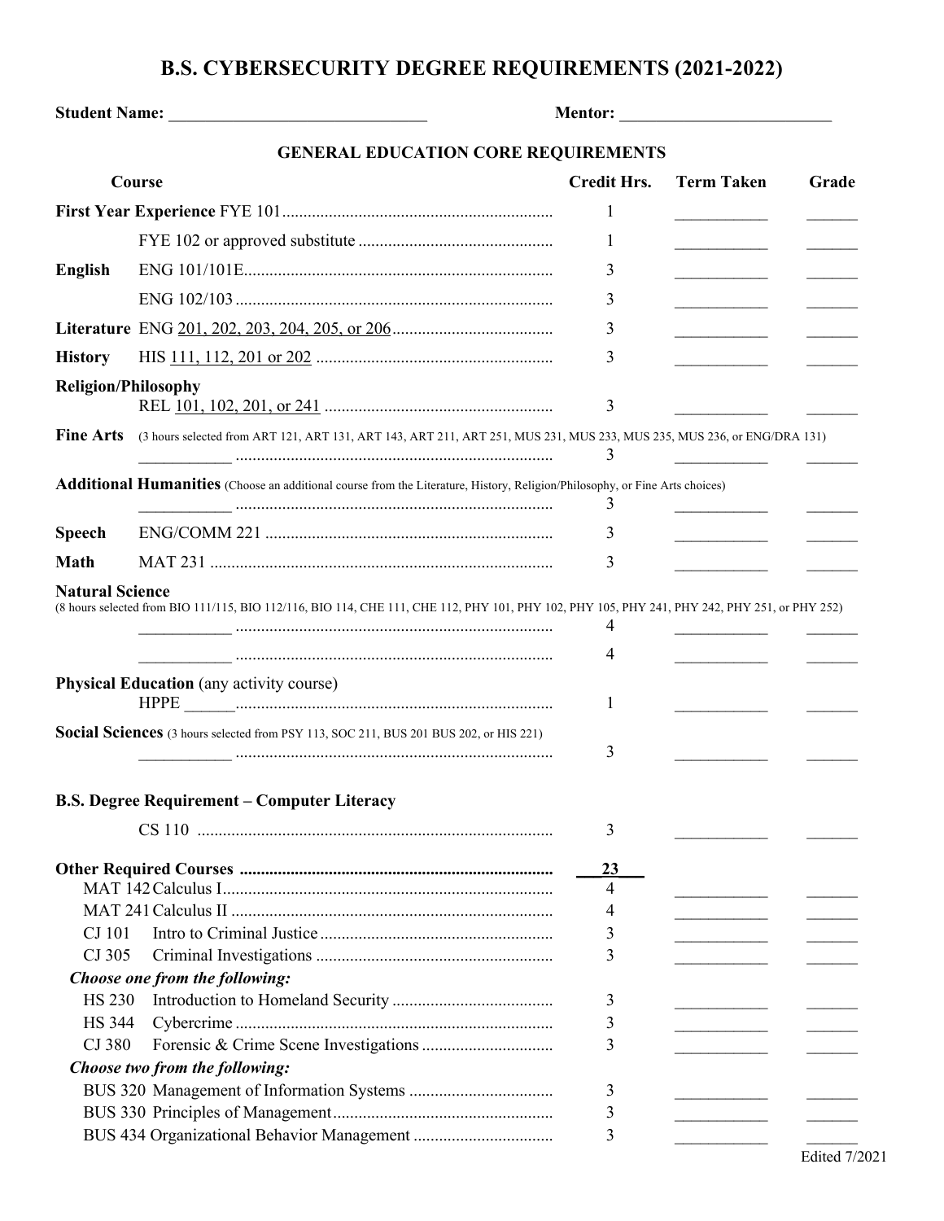# B.S. CYBERSECURITY DEGREE REQUIREMENTS (2021-2022)

**Student Name:** ______________________________ **Mentor:** _________________________

## GENERAL EDUCATION CORE REQUIREMENTS

| Course | | Credit Hrs. | Term Taken | Grade |
|---|---|---|---|---|
| **First Year Experience** | FYE 101 | 1 | ___________ | ______ |
| | FYE 102 or approved substitute | 1 | ___________ | ______ |
| **English** | ENG 101/101E | 3 | ___________ | ______ |
| | ENG 102/103 | 3 | ___________ | ______ |
| **Literature** | ENG 201, 202, 203, 204, 205, or 206 | 3 | ___________ | ______ |
| **History** | HIS 111, 112, 201 or 202 | 3 | ___________ | ______ |
| **Religion/Philosophy** | REL 101, 102, 201, or 241 | 3 | ___________ | ______ |
| **Fine Arts** (3 hours selected from ART 121, ART 131, ART 143, ART 211, ART 251, MUS 231, MUS 233, MUS 235, MUS 236, or ENG/DRA 131) | ___________ | 3 | ___________ | ______ |
| **Additional Humanities** (Choose an additional course from the Literature, History, Religion/Philosophy, or Fine Arts choices) | ___________ | 3 | ___________ | ______ |
| **Speech** | ENG/COMM 221 | 3 | ___________ | ______ |
| **Math** | MAT 231 | 3 | ___________ | ______ |
| **Natural Science** (8 hours selected from BIO 111/115, BIO 112/116, BIO 114, CHE 111, CHE 112, PHY 101, PHY 102, PHY 105, PHY 241, PHY 242, PHY 251, or PHY 252) | ___________ | 4 | ___________ | ______ |
| | ___________ | 4 | ___________ | ______ |
| **Physical Education** (any activity course) | HPPE ______ | 1 | ___________ | ______ |
| **Social Sciences** (3 hours selected from PSY 113, SOC 211, BUS 201 BUS 202, or HIS 221) | ___________ | 3 | ___________ | ______ |

### B.S. Degree Requirement – Computer Literacy

| Course | Credit Hrs. | Term Taken | Grade |
|---|---|---|---|
| CS 110 | 3 | ___________ | ______ |

### Other Required Courses — 23

| Course | | Credit Hrs. | Term Taken | Grade |
|---|---|---|---|---|
| MAT 142 | Calculus I | 4 | ___________ | ______ |
| MAT 241 | Calculus II | 4 | ___________ | ______ |
| CJ 101 | Intro to Criminal Justice | 3 | ___________ | ______ |
| CJ 305 | Criminal Investigations | 3 | ___________ | ______ |
| ***Choose one from the following:*** | | | | |
| HS 230 | Introduction to Homeland Security | 3 | ___________ | ______ |
| HS 344 | Cybercrime | 3 | ___________ | ______ |
| CJ 380 | Forensic & Crime Scene Investigations | 3 | ___________ | ______ |
| ***Choose two from the following:*** | | | | |
| BUS 320 | Management of Information Systems | 3 | ___________ | ______ |
| BUS 330 | Principles of Management | 3 | ___________ | ______ |
| BUS 434 | Organizational Behavior Management | 3 | ___________ | ______ |

Edited 7/2021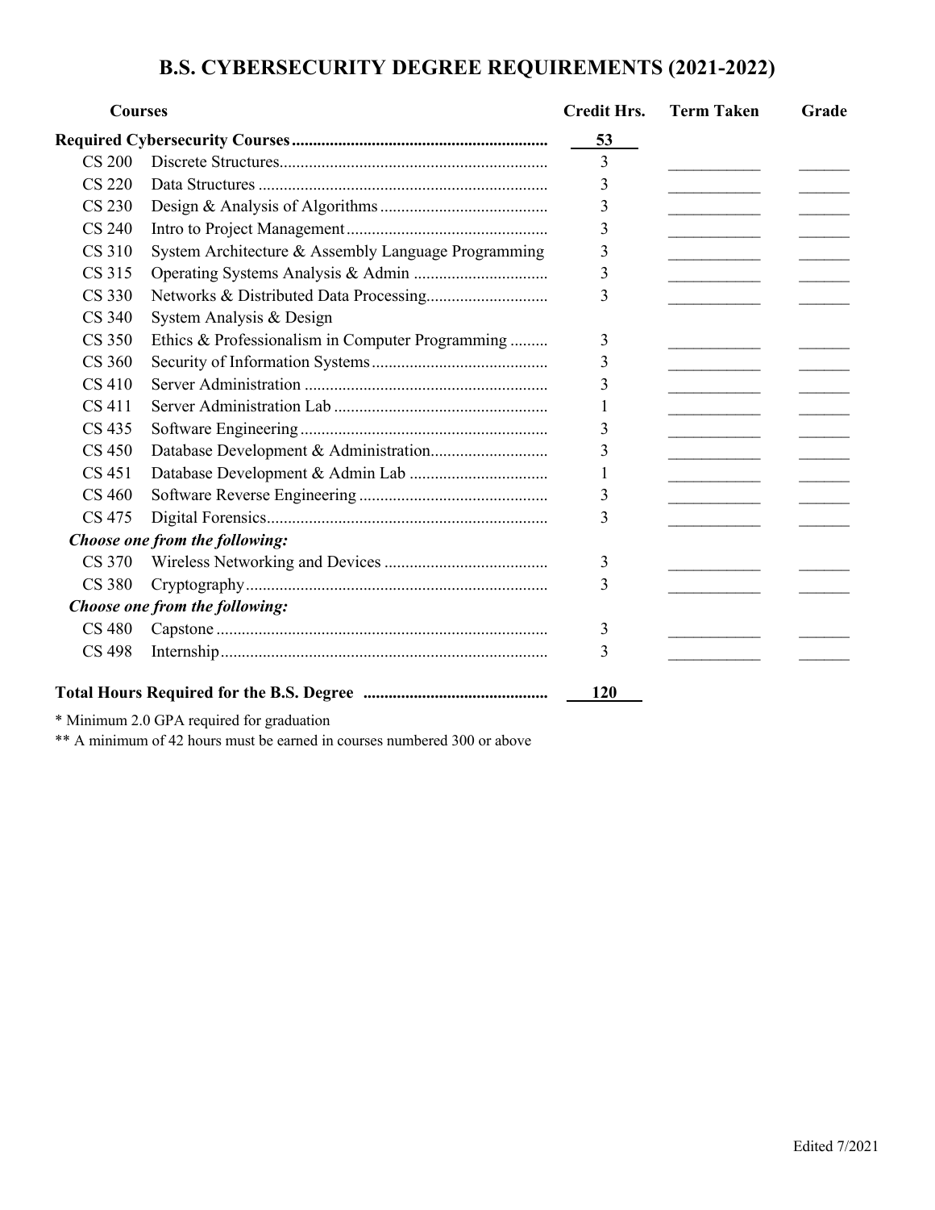# B.S. CYBERSECURITY DEGREE REQUIREMENTS (2021-2022)

| Courses | | Credit Hrs. | Term Taken | Grade |
|---|---|---|---|---|
| **Required Cybersecurity Courses** | | **53** | | |
| CS 200 | Discrete Structures | 3 | | |
| CS 220 | Data Structures | 3 | | |
| CS 230 | Design & Analysis of Algorithms | 3 | | |
| CS 240 | Intro to Project Management | 3 | | |
| CS 310 | System Architecture & Assembly Language Programming | 3 | | |
| CS 315 | Operating Systems Analysis & Admin | 3 | | |
| CS 330 | Networks & Distributed Data Processing | 3 | | |
| CS 340 | System Analysis & Design | | | |
| CS 350 | Ethics & Professionalism in Computer Programming | 3 | | |
| CS 360 | Security of Information Systems | 3 | | |
| CS 410 | Server Administration | 3 | | |
| CS 411 | Server Administration Lab | 1 | | |
| CS 435 | Software Engineering | 3 | | |
| CS 450 | Database Development & Administration | 3 | | |
| CS 451 | Database Development & Admin Lab | 1 | | |
| CS 460 | Software Reverse Engineering | 3 | | |
| CS 475 | Digital Forensics | 3 | | |
| ***Choose one from the following:*** | | | | |
| CS 370 | Wireless Networking and Devices | 3 | | |
| CS 380 | Cryptography | 3 | | |
| ***Choose one from the following:*** | | | | |
| CS 480 | Capstone | 3 | | |
| CS 498 | Internship | 3 | | |
| **Total Hours Required for the B.S. Degree** | | **120** | | |

* Minimum 2.0 GPA required for graduation

** A minimum of 42 hours must be earned in courses numbered 300 or above

Edited 7/2021